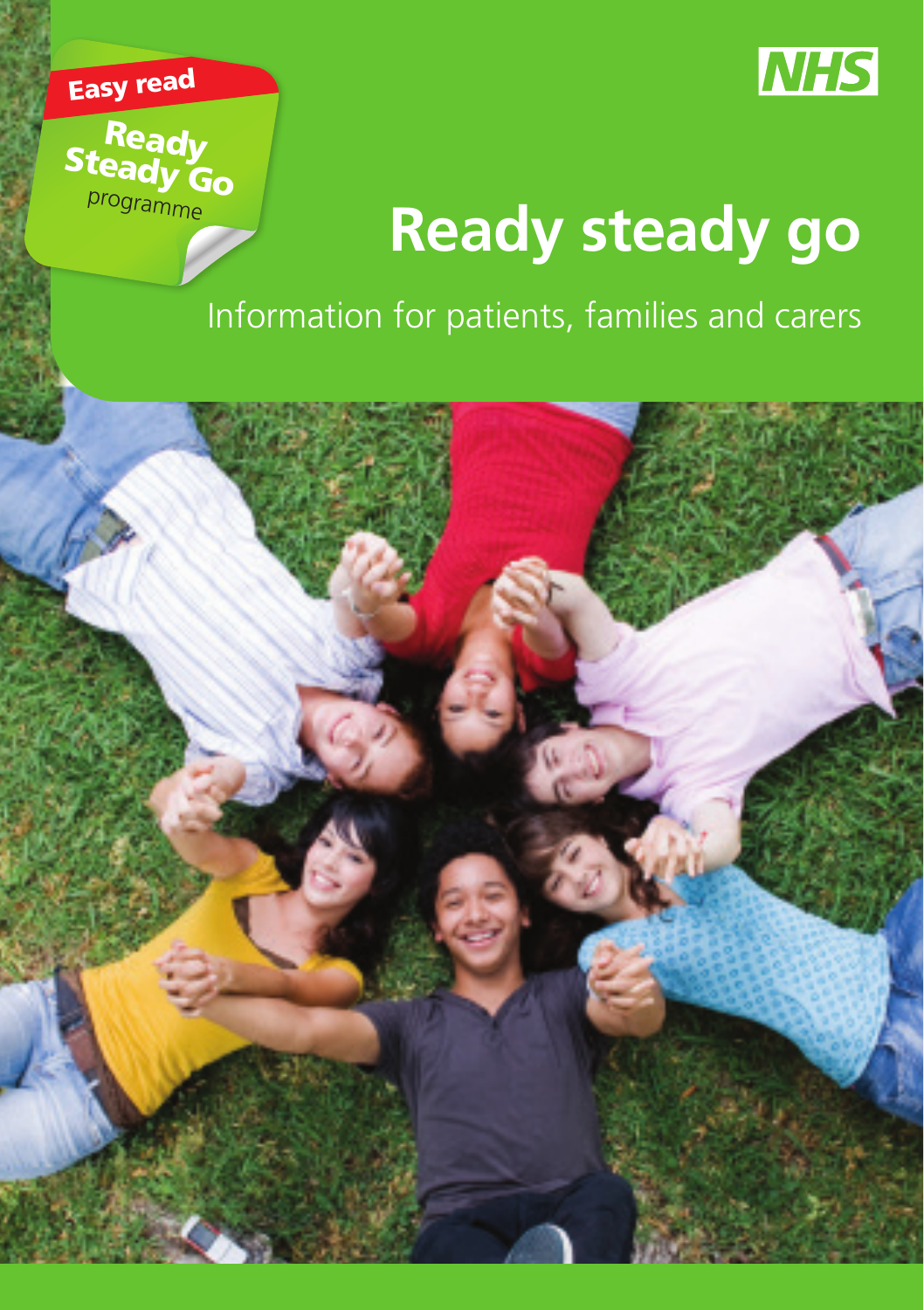Easy read

Ready Steady Go programme

NHS

# Ready steady go

Information for patients, families and carers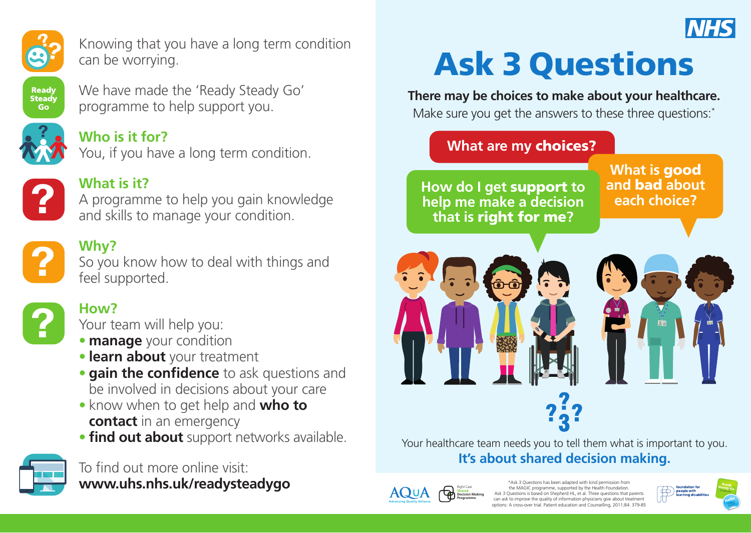Knowing that you have a long term condition can be worrying.

We have made the 'Ready Steady Go' programme to help support you.

### Who is it for?

You, if you have a long term condition.

### What is it?

A programme to help you gain knowledge and skills to manage your condition.

### Why?

So you know how to deal with things and feel supported.

### How?

Your team will help you:

- **manage** your condition
- **learn about** your treatment
- **gain the confidence** to ask questions and be involved in decisions about your care
- know when to get help and **who to contact** in an emergency
- **find out about** support networks available.

To find out more online visit:
**www.uhs.nhs.uk/readysteadygo**

NHS

# Ask 3 Questions

**There may be choices to make about your healthcare.**
Make sure you get the answers to these three questions:*

**What are my choices?**

**What is good and bad about each choice?**

**How do I get support to help me make a decision that is right for me?**

Your healthcare team needs you to tell them what is important to you.
**It's about shared decision making.**

*Ask 3 Questions has been adapted with kind permission from the MAGIC programme, supported by the Health Foundation. Ask 3 Questions is based on Shepherd HL, et al. Three questions that parents can ask to improve the quality of information physicians give about treatment options: A cross-over trial. Patient education and Counselling, 2011;84: 379-85

AQuA Advancing Quality Alliance | Right Care Shared Decision Making Programme | foundation for people with learning disabilities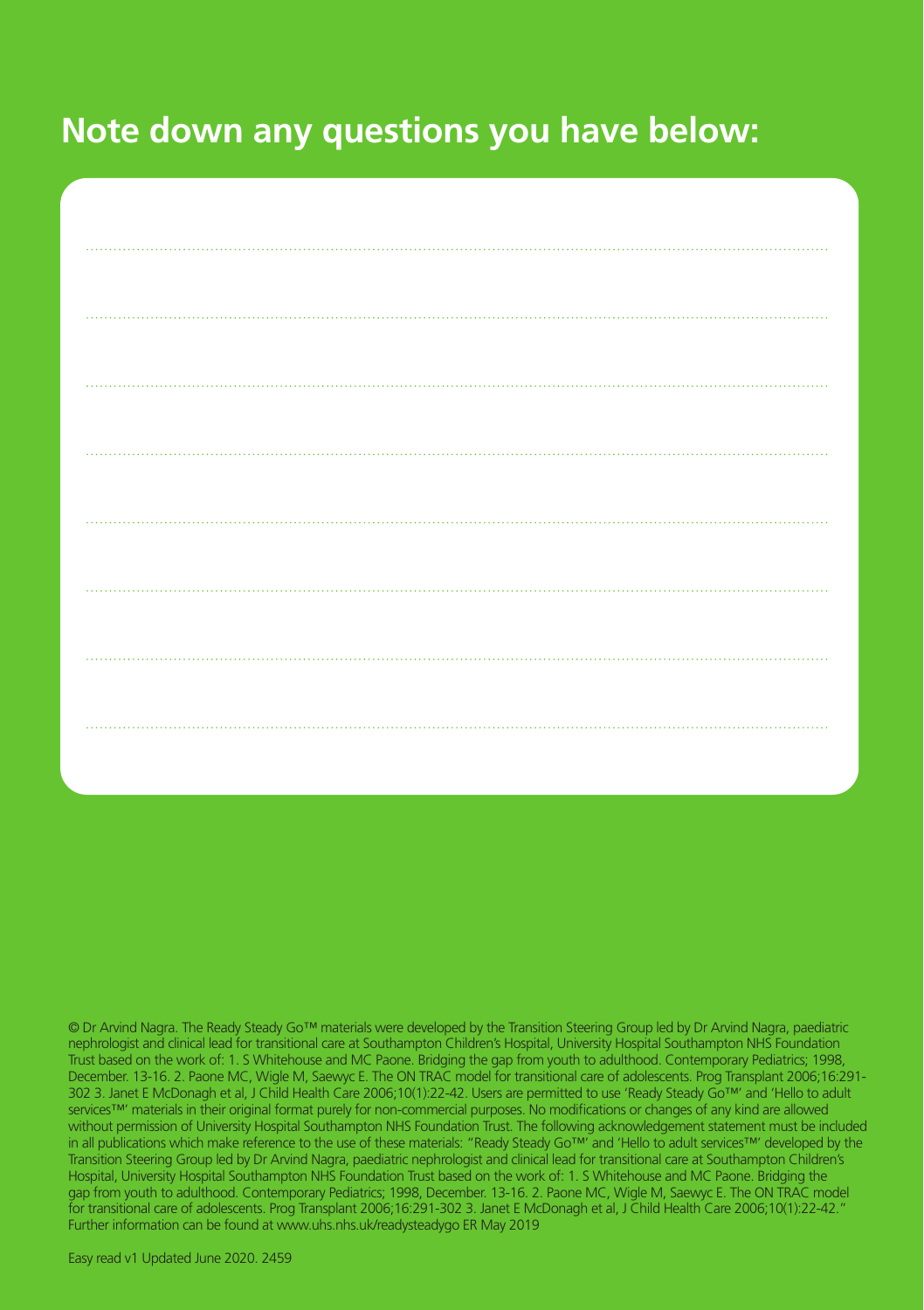# Note down any questions you have below:

........................................................................................................................................................................

........................................................................................................................................................................

........................................................................................................................................................................

........................................................................................................................................................................

........................................................................................................................................................................

........................................................................................................................................................................

........................................................................................................................................................................

........................................................................................................................................................................

© Dr Arvind Nagra. The Ready Steady Go™ materials were developed by the Transition Steering Group led by Dr Arvind Nagra, paediatric nephrologist and clinical lead for transitional care at Southampton Children's Hospital, University Hospital Southampton NHS Foundation Trust based on the work of: 1. S Whitehouse and MC Paone. Bridging the gap from youth to adulthood. Contemporary Pediatrics; 1998, December. 13-16. 2. Paone MC, Wigle M, Saewyc E. The ON TRAC model for transitional care of adolescents. Prog Transplant 2006;16:291-302 3. Janet E McDonagh et al, J Child Health Care 2006;10(1):22-42. Users are permitted to use 'Ready Steady Go™' and 'Hello to adult services™' materials in their original format purely for non-commercial purposes. No modifications or changes of any kind are allowed without permission of University Hospital Southampton NHS Foundation Trust. The following acknowledgement statement must be included in all publications which make reference to the use of these materials: "Ready Steady Go™' and 'Hello to adult services™' developed by the Transition Steering Group led by Dr Arvind Nagra, paediatric nephrologist and clinical lead for transitional care at Southampton Children's Hospital, University Hospital Southampton NHS Foundation Trust based on the work of: 1. S Whitehouse and MC Paone. Bridging the gap from youth to adulthood. Contemporary Pediatrics; 1998, December. 13-16. 2. Paone MC, Wigle M, Saewyc E. The ON TRAC model for transitional care of adolescents. Prog Transplant 2006;16:291-302 3. Janet E McDonagh et al, J Child Health Care 2006;10(1):22-42." Further information can be found at www.uhs.nhs.uk/readysteadygo ER May 2019

Easy read v1 Updated June 2020. 2459